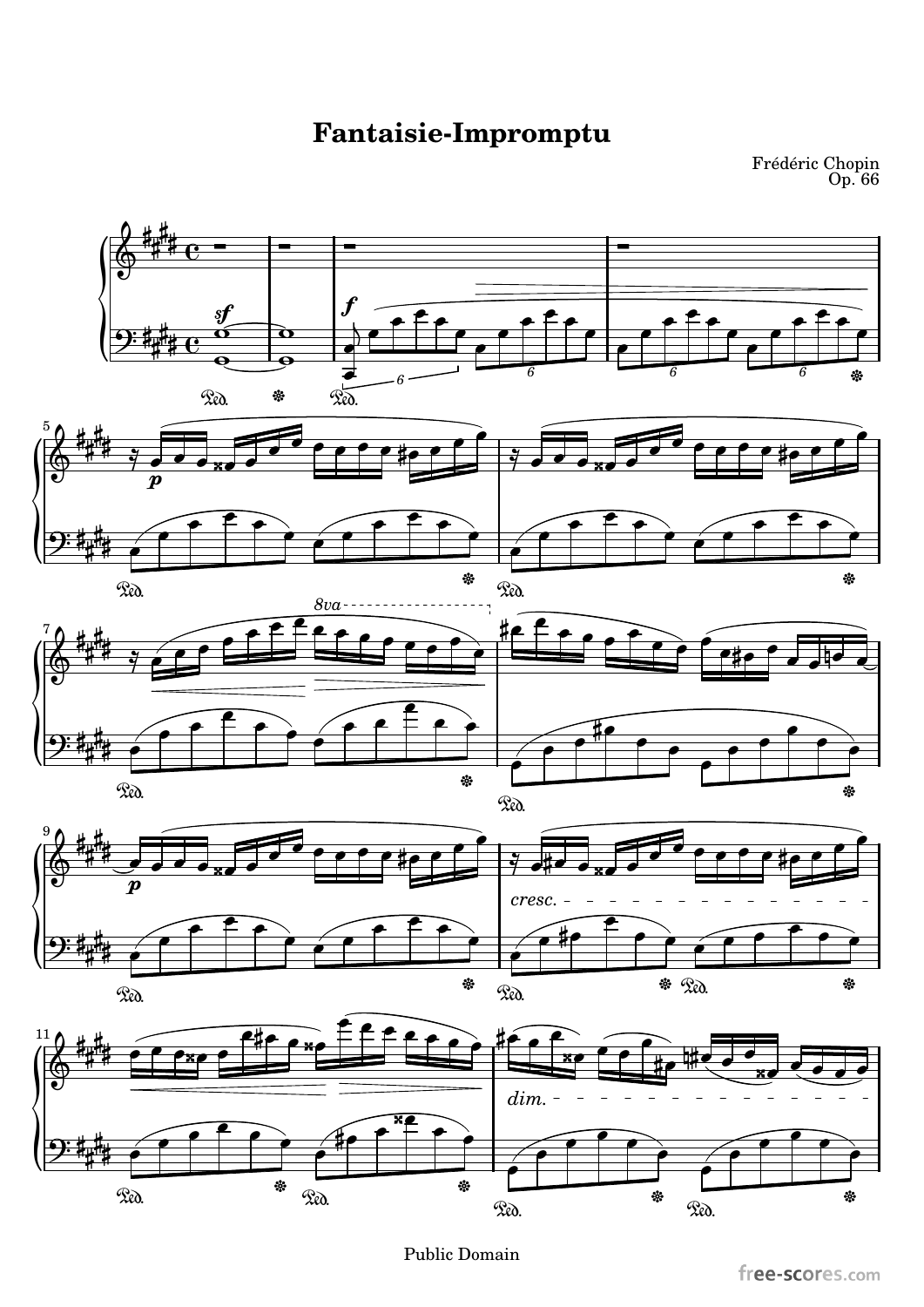# Fantaisie-Impromptu

Frédéric Chopin
Op. 66

Public Domain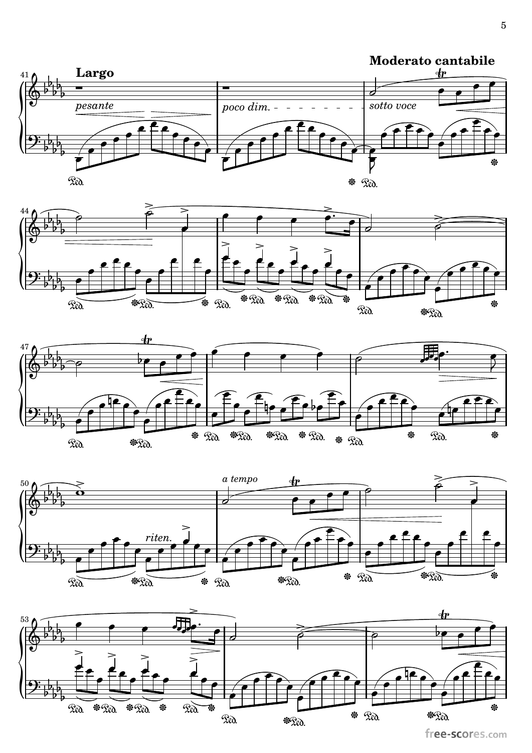**Moderato cantabile**

**Largo**

*pesante*

*poco dim.*

*sotto voce*

*riten.*

*a tempo*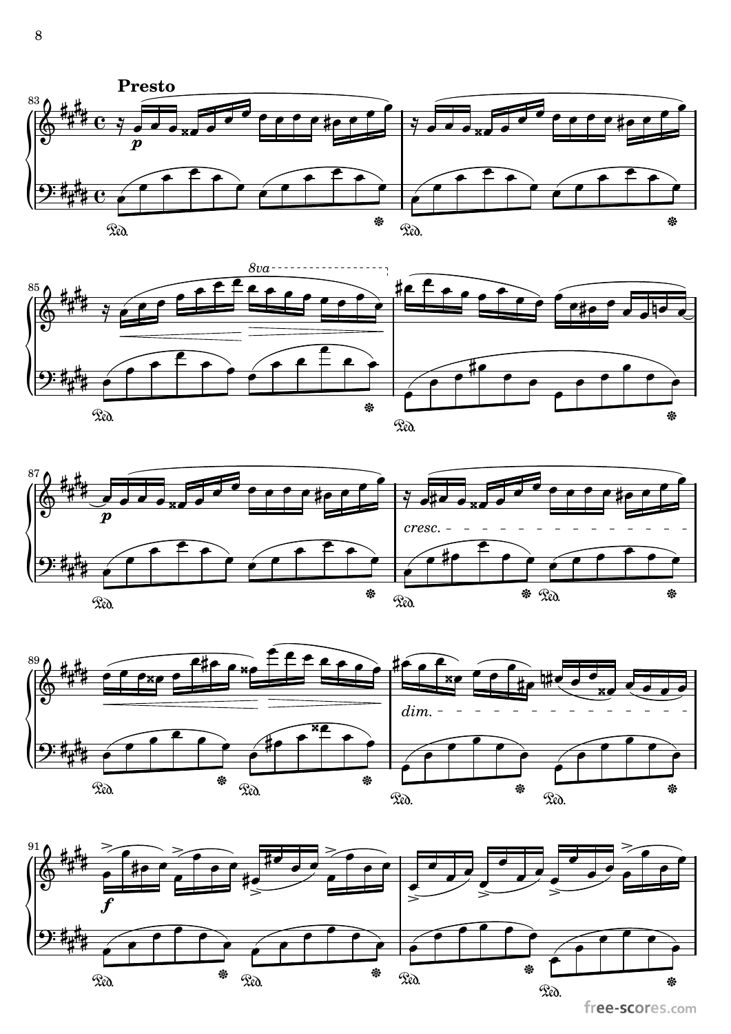**Presto**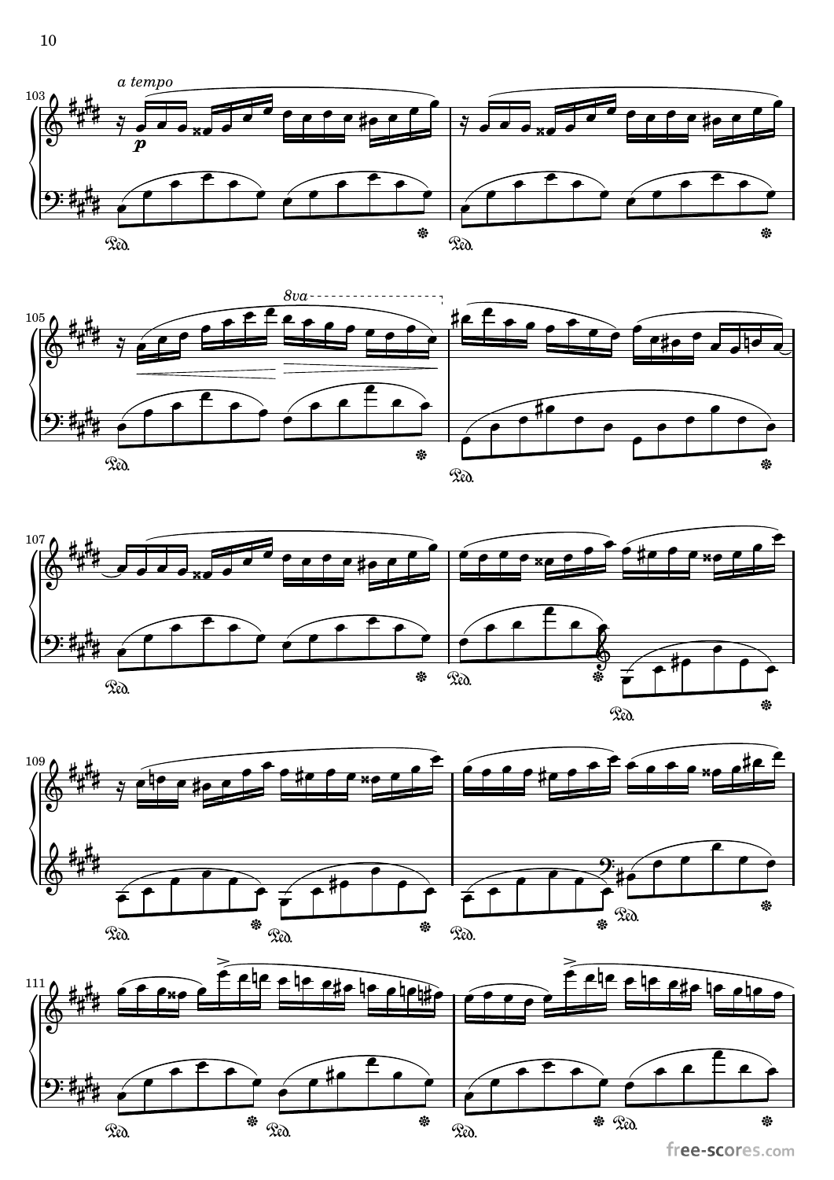*a tempo*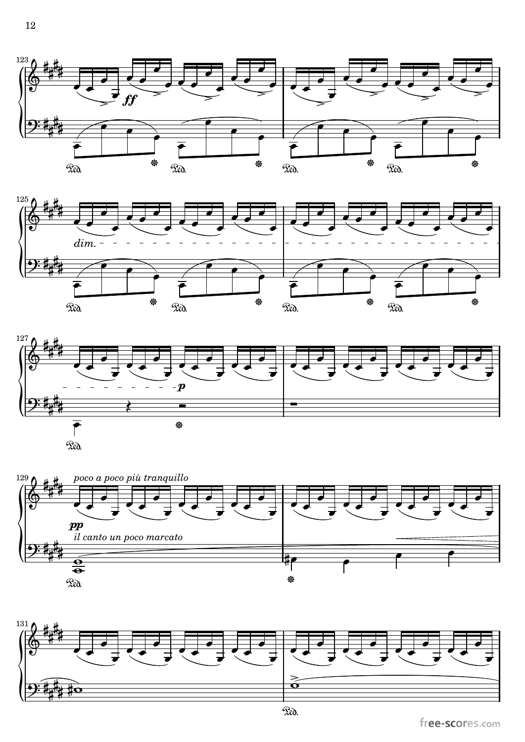*poco a poco più tranquillo*

*il canto un poco marcato*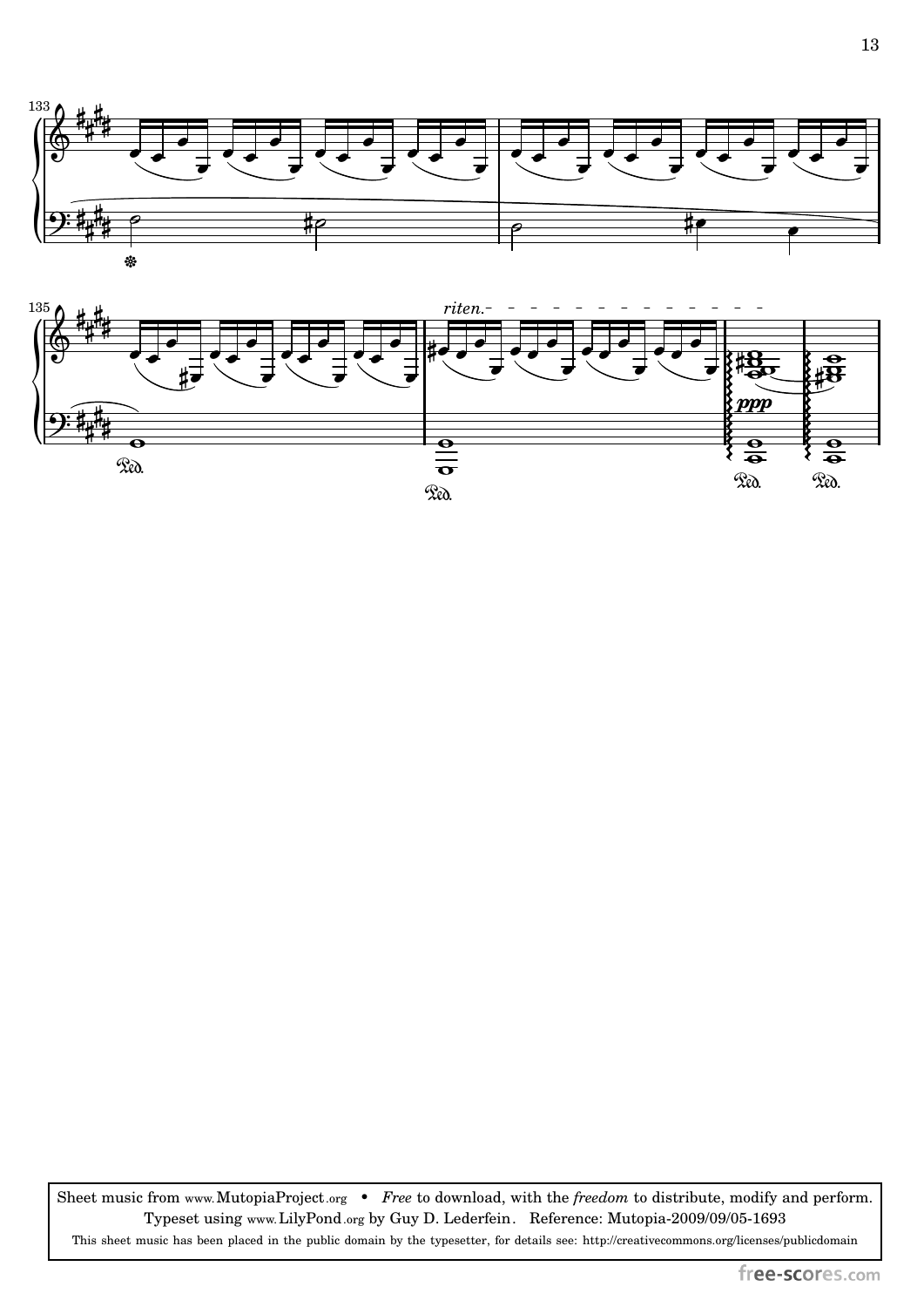Sheet music from www.MutopiaProject.org • *Free* to download, with the *freedom* to distribute, modify and perform.
Typeset using www.LilyPond.org by Guy D. Lederfein. Reference: Mutopia-2009/09/05-1693
This sheet music has been placed in the public domain by the typesetter, for details see: http://creativecommons.org/licenses/publicdomain